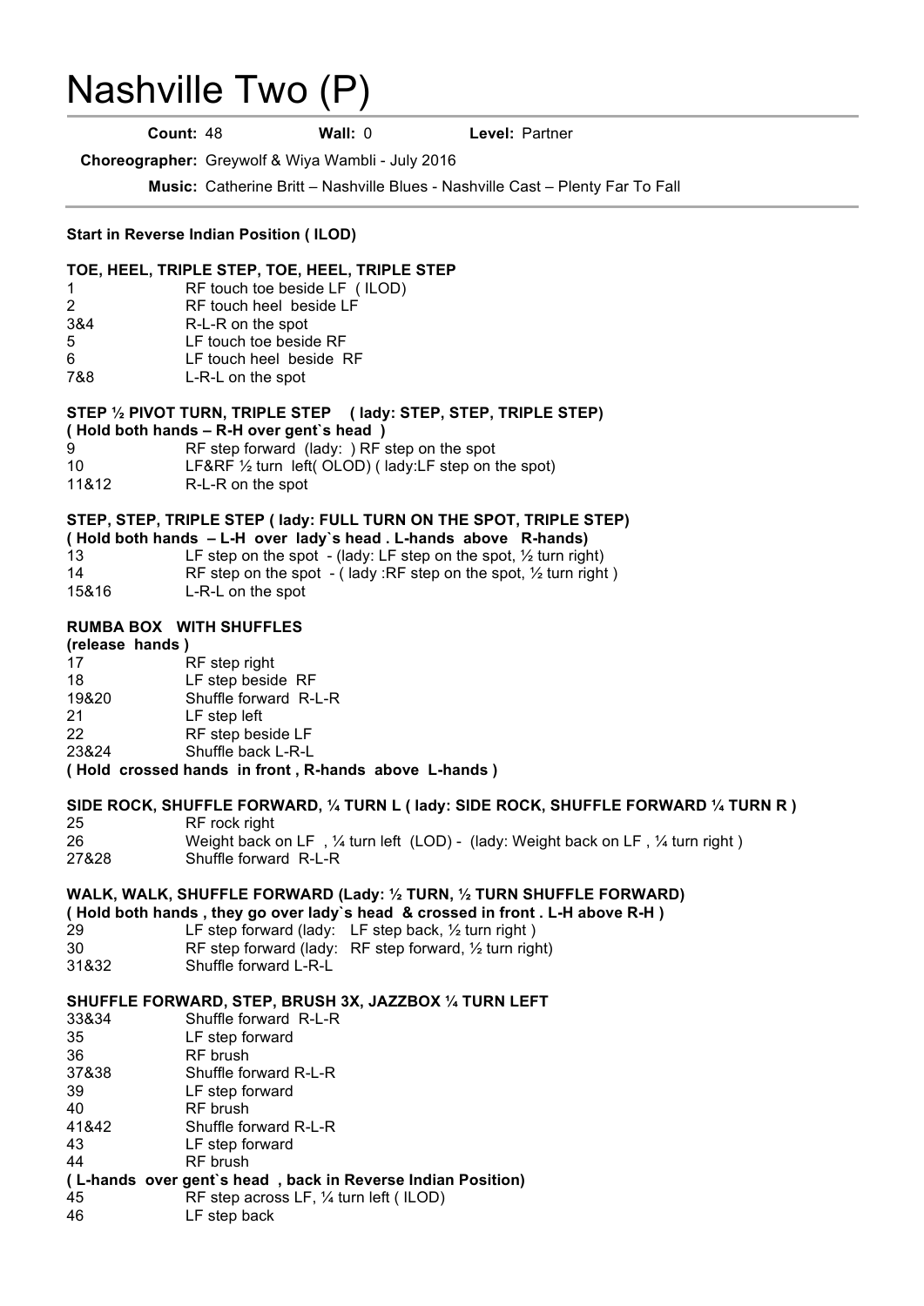# Nashville Two (P)

**Count:** 48 **Wall:** 0 **Level:** Partner

**Choreographer:** Greywolf & Wiya Wambli - July 2016

**Music:** Catherine Britt – Nashville Blues - Nashville Cast – Plenty Far To Fall

**Start in Reverse Indian Position ( ILOD)**

**TOE, HEEL, TRIPLE STEP, TOE, HEEL, TRIPLE STEP**

| | |
|---|---|
| 1 | RF touch toe beside LF ( ILOD) |
| 2 | RF touch heel beside LF |
| 3&4 | R-L-R on the spot |
| 5 | LF touch toe beside RF |
| 6 | LF touch heel beside RF |
| 7&8 | L-R-L on the spot |

**STEP ½ PIVOT TURN, TRIPLE STEP ( lady: STEP, STEP, TRIPLE STEP)**
**( Hold both hands – R-H over gent`s head )**

| | |
|---|---|
| 9 | RF step forward (lady: ) RF step on the spot |
| 10 | LF&RF ½ turn left( OLOD) ( lady:LF step on the spot) |
| 11&12 | R-L-R on the spot |

**STEP, STEP, TRIPLE STEP ( lady: FULL TURN ON THE SPOT, TRIPLE STEP)**
**( Hold both hands – L-H over lady`s head . L-hands above R-hands)**

| | |
|---|---|
| 13 | LF step on the spot - (lady: LF step on the spot, ½ turn right) |
| 14 | RF step on the spot - ( lady :RF step on the spot, ½ turn right ) |
| 15&16 | L-R-L on the spot |

**RUMBA BOX WITH SHUFFLES**
**(release hands )**

| | |
|---|---|
| 17 | RF step right |
| 18 | LF step beside RF |
| 19&20 | Shuffle forward R-L-R |
| 21 | LF step left |
| 22 | RF step beside LF |
| 23&24 | Shuffle back L-R-L |

**( Hold crossed hands in front , R-hands above L-hands )**

**SIDE ROCK, SHUFFLE FORWARD, ¼ TURN L ( lady: SIDE ROCK, SHUFFLE FORWARD ¼ TURN R )**

| | |
|---|---|
| 25 | RF rock right |
| 26 | Weight back on LF , ¼ turn left (LOD) - (lady: Weight back on LF , ¼ turn right ) |
| 27&28 | Shuffle forward R-L-R |

**WALK, WALK, SHUFFLE FORWARD (Lady: ½ TURN, ½ TURN SHUFFLE FORWARD)**
**( Hold both hands , they go over lady`s head & crossed in front . L-H above R-H )**

| | |
|---|---|
| 29 | LF step forward (lady: LF step back, ½ turn right ) |
| 30 | RF step forward (lady: RF step forward, ½ turn right) |
| 31&32 | Shuffle forward L-R-L |

**SHUFFLE FORWARD, STEP, BRUSH 3X, JAZZBOX ¼ TURN LEFT**

| | |
|---|---|
| 33&34 | Shuffle forward R-L-R |
| 35 | LF step forward |
| 36 | RF brush |
| 37&38 | Shuffle forward R-L-R |
| 39 | LF step forward |
| 40 | RF brush |
| 41&42 | Shuffle forward R-L-R |
| 43 | LF step forward |
| 44 | RF brush |

**( L-hands over gent`s head , back in Reverse Indian Position)**

| | |
|---|---|
| 45 | RF step across LF, ¼ turn left ( ILOD) |
| 46 | LF step back |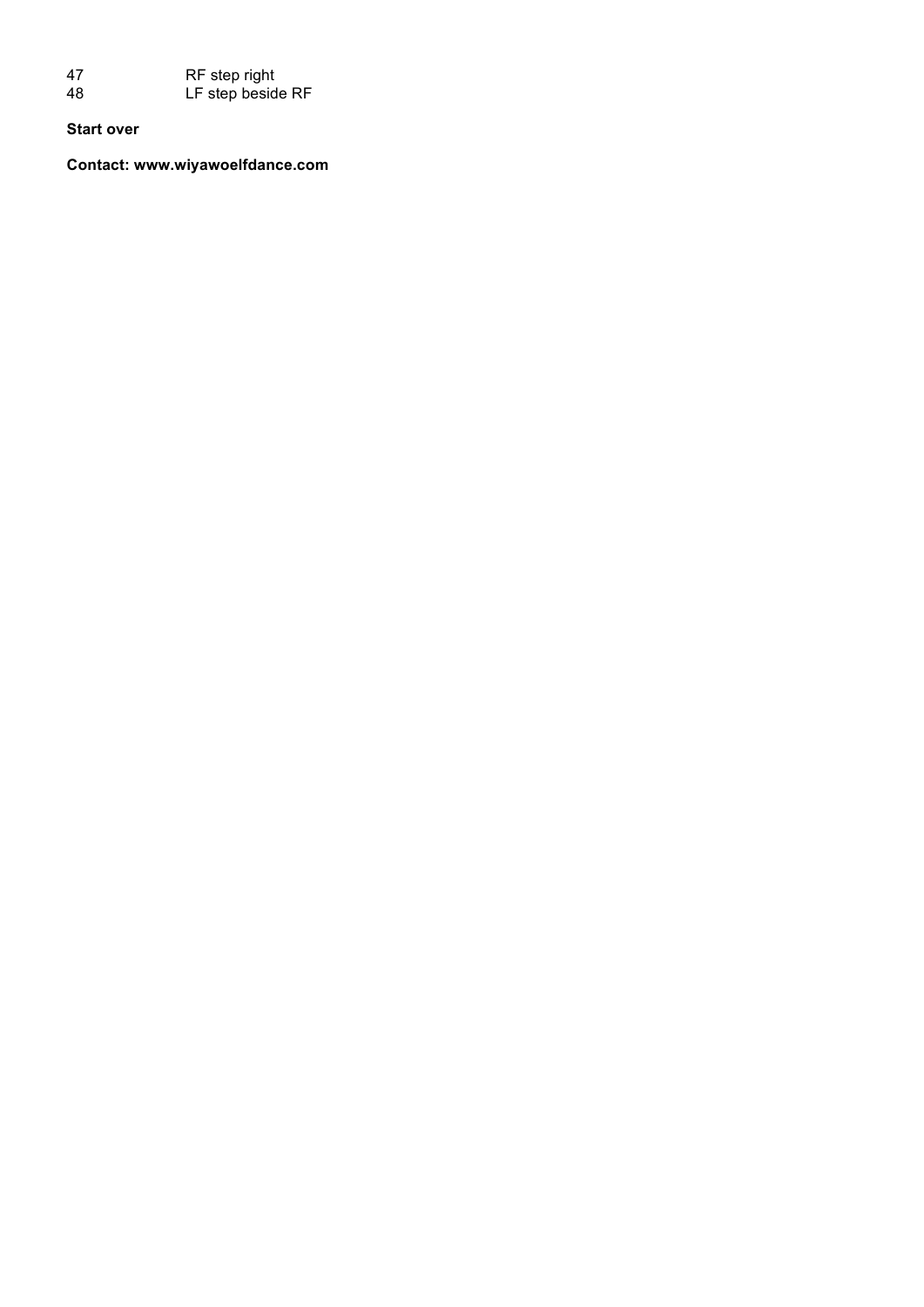47 RF step right
48 LF step beside RF

**Start over**

**Contact: www.wiyawoelfdance.com**